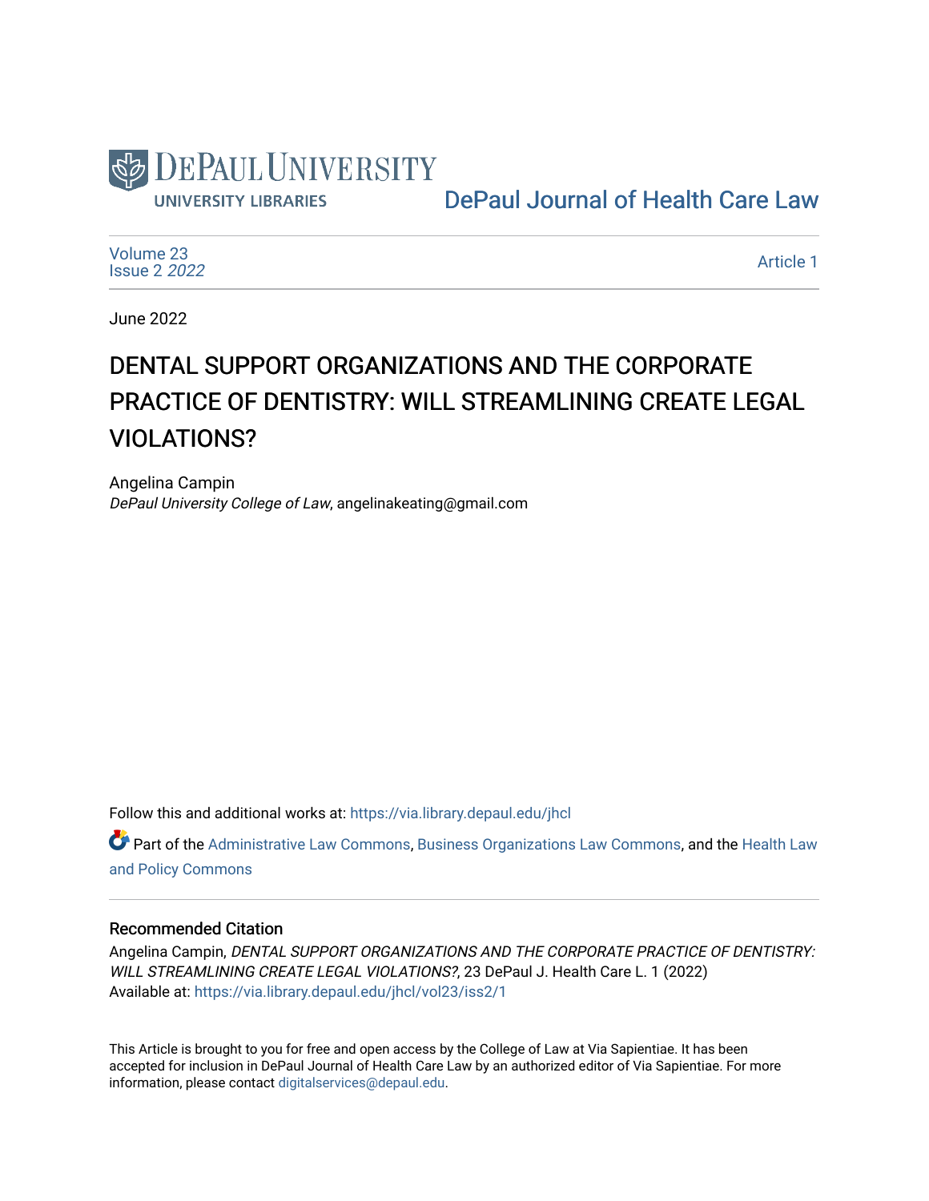DePaul University

UNIVERSITY LIBRARIES

DePaul Journal of Health Care Law

Volume 23
Issue 2 *2022*

Article 1

June 2022

# DENTAL SUPPORT ORGANIZATIONS AND THE CORPORATE PRACTICE OF DENTISTRY: WILL STREAMLINING CREATE LEGAL VIOLATIONS?

Angelina Campin
*DePaul University College of Law*, angelinakeating@gmail.com

Follow this and additional works at: https://via.library.depaul.edu/jhcl

Part of the Administrative Law Commons, Business Organizations Law Commons, and the Health Law and Policy Commons

## Recommended Citation

Angelina Campin, *DENTAL SUPPORT ORGANIZATIONS AND THE CORPORATE PRACTICE OF DENTISTRY: WILL STREAMLINING CREATE LEGAL VIOLATIONS?*, 23 DePaul J. Health Care L. 1 (2022)
Available at: https://via.library.depaul.edu/jhcl/vol23/iss2/1

This Article is brought to you for free and open access by the College of Law at Via Sapientiae. It has been accepted for inclusion in DePaul Journal of Health Care Law by an authorized editor of Via Sapientiae. For more information, please contact digitalservices@depaul.edu.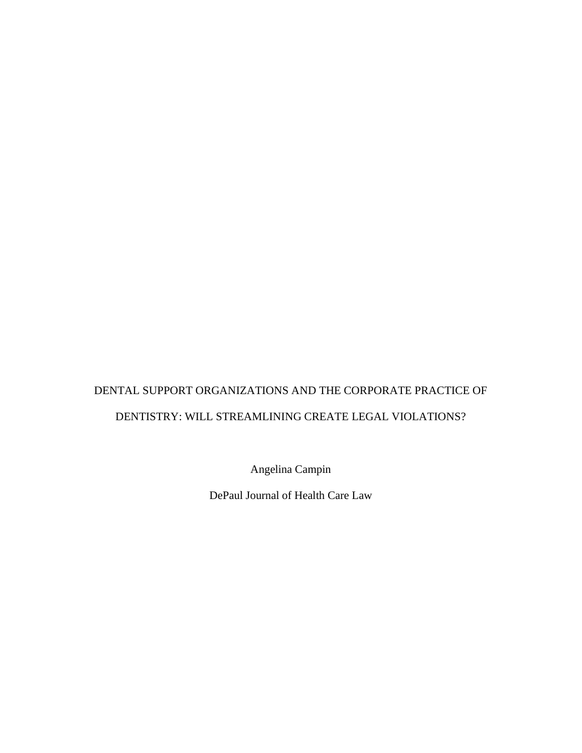# DENTAL SUPPORT ORGANIZATIONS AND THE CORPORATE PRACTICE OF DENTISTRY: WILL STREAMLINING CREATE LEGAL VIOLATIONS?

Angelina Campin

DePaul Journal of Health Care Law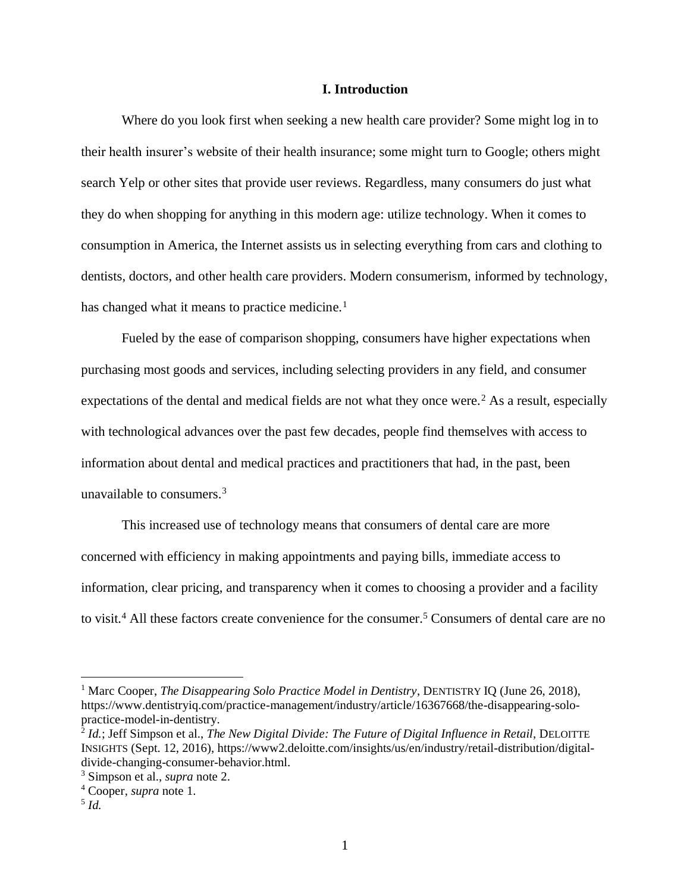## I. Introduction

Where do you look first when seeking a new health care provider? Some might log in to their health insurer's website of their health insurance; some might turn to Google; others might search Yelp or other sites that provide user reviews. Regardless, many consumers do just what they do when shopping for anything in this modern age: utilize technology. When it comes to consumption in America, the Internet assists us in selecting everything from cars and clothing to dentists, doctors, and other health care providers. Modern consumerism, informed by technology, has changed what it means to practice medicine.[1]

Fueled by the ease of comparison shopping, consumers have higher expectations when purchasing most goods and services, including selecting providers in any field, and consumer expectations of the dental and medical fields are not what they once were.[2] As a result, especially with technological advances over the past few decades, people find themselves with access to information about dental and medical practices and practitioners that had, in the past, been unavailable to consumers.[3]

This increased use of technology means that consumers of dental care are more concerned with efficiency in making appointments and paying bills, immediate access to information, clear pricing, and transparency when it comes to choosing a provider and a facility to visit.[4] All these factors create convenience for the consumer.[5] Consumers of dental care are no

---

[1] Marc Cooper, *The Disappearing Solo Practice Model in Dentistry*, DENTISTRY IQ (June 26, 2018), https://www.dentistryiq.com/practice-management/industry/article/16367668/the-disappearing-solo-practice-model-in-dentistry.

[2] *Id.*; Jeff Simpson et al., *The New Digital Divide: The Future of Digital Influence in Retail*, DELOITTE INSIGHTS (Sept. 12, 2016), https://www2.deloitte.com/insights/us/en/industry/retail-distribution/digital-divide-changing-consumer-behavior.html.

[3] Simpson et al., *supra* note 2.

[4] Cooper, *supra* note 1.

[5] *Id.*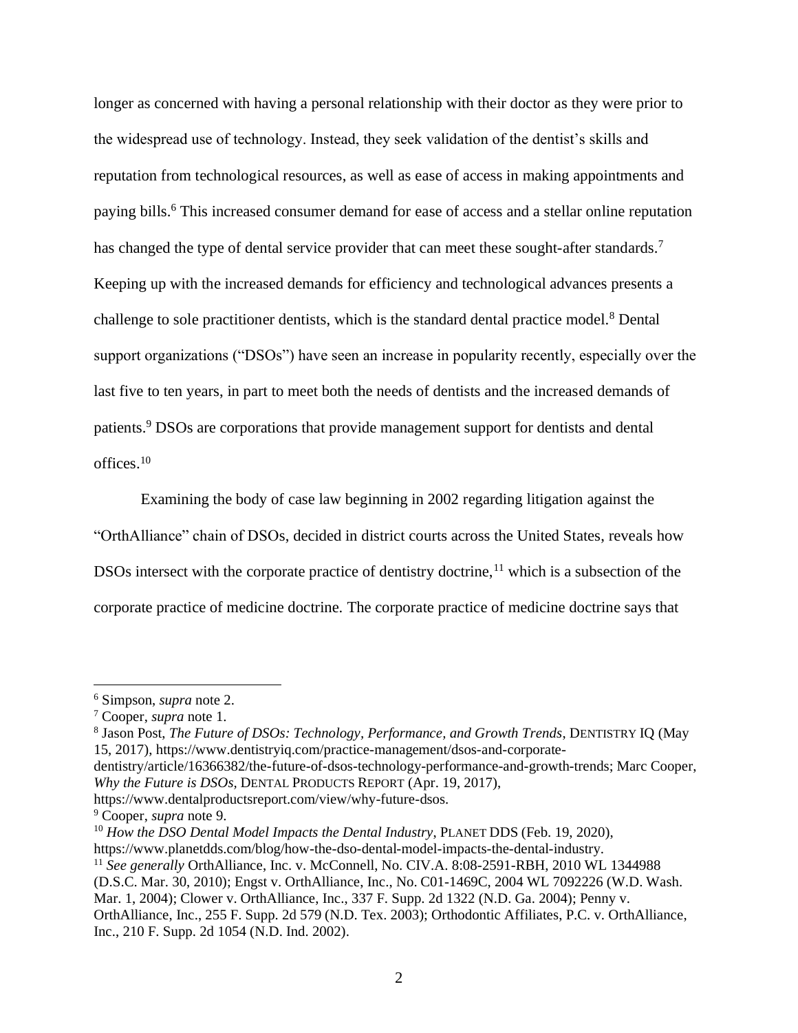longer as concerned with having a personal relationship with their doctor as they were prior to the widespread use of technology. Instead, they seek validation of the dentist's skills and reputation from technological resources, as well as ease of access in making appointments and paying bills.[6] This increased consumer demand for ease of access and a stellar online reputation has changed the type of dental service provider that can meet these sought-after standards.[7] Keeping up with the increased demands for efficiency and technological advances presents a challenge to sole practitioner dentists, which is the standard dental practice model.[8] Dental support organizations ("DSOs") have seen an increase in popularity recently, especially over the last five to ten years, in part to meet both the needs of dentists and the increased demands of patients.[9] DSOs are corporations that provide management support for dentists and dental offices.[10]

Examining the body of case law beginning in 2002 regarding litigation against the "OrthAlliance" chain of DSOs, decided in district courts across the United States, reveals how DSOs intersect with the corporate practice of dentistry doctrine,[11] which is a subsection of the corporate practice of medicine doctrine. The corporate practice of medicine doctrine says that

---

[6] Simpson, *supra* note 2.

[7] Cooper, *supra* note 1.

[8] Jason Post, *The Future of DSOs: Technology, Performance, and Growth Trends*, DENTISTRY IQ (May 15, 2017), https://www.dentistryiq.com/practice-management/dsos-and-corporate-dentistry/article/16366382/the-future-of-dsos-technology-performance-and-growth-trends; Marc Cooper, *Why the Future is DSOs*, DENTAL PRODUCTS REPORT (Apr. 19, 2017), https://www.dentalproductsreport.com/view/why-future-dsos.

[9] Cooper, *supra* note 9.

[10] *How the DSO Dental Model Impacts the Dental Industry*, PLANET DDS (Feb. 19, 2020), https://www.planetdds.com/blog/how-the-dso-dental-model-impacts-the-dental-industry.

[11] *See generally* OrthAlliance, Inc. v. McConnell, No. CIV.A. 8:08-2591-RBH, 2010 WL 1344988 (D.S.C. Mar. 30, 2010); Engst v. OrthAlliance, Inc., No. C01-1469C, 2004 WL 7092226 (W.D. Wash. Mar. 1, 2004); Clower v. OrthAlliance, Inc., 337 F. Supp. 2d 1322 (N.D. Ga. 2004); Penny v. OrthAlliance, Inc., 255 F. Supp. 2d 579 (N.D. Tex. 2003); Orthodontic Affiliates, P.C. v. OrthAlliance, Inc., 210 F. Supp. 2d 1054 (N.D. Ind. 2002).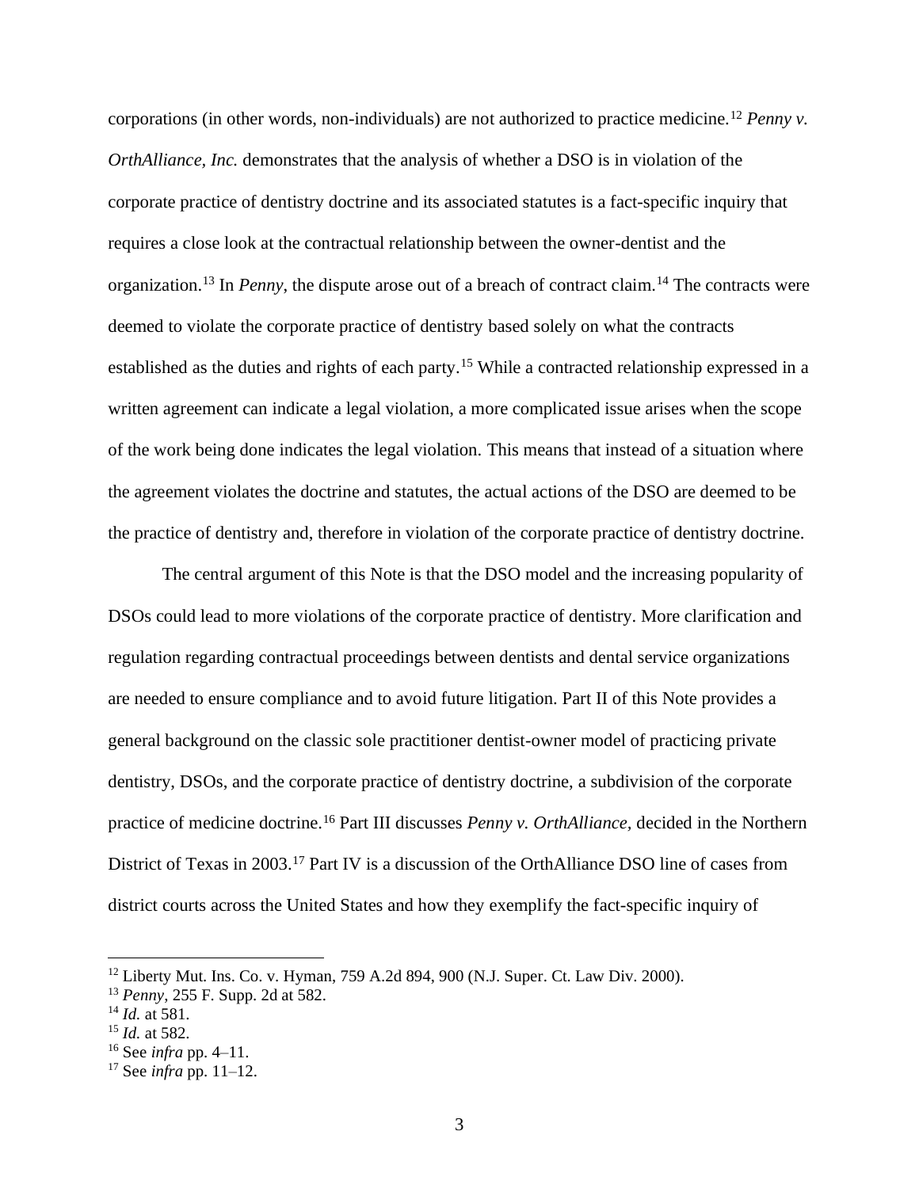corporations (in other words, non-individuals) are not authorized to practice medicine.[12] *Penny v. OrthAlliance, Inc.* demonstrates that the analysis of whether a DSO is in violation of the corporate practice of dentistry doctrine and its associated statutes is a fact-specific inquiry that requires a close look at the contractual relationship between the owner-dentist and the organization.[13] In *Penny*, the dispute arose out of a breach of contract claim.[14] The contracts were deemed to violate the corporate practice of dentistry based solely on what the contracts established as the duties and rights of each party.[15] While a contracted relationship expressed in a written agreement can indicate a legal violation, a more complicated issue arises when the scope of the work being done indicates the legal violation. This means that instead of a situation where the agreement violates the doctrine and statutes, the actual actions of the DSO are deemed to be the practice of dentistry and, therefore in violation of the corporate practice of dentistry doctrine.

The central argument of this Note is that the DSO model and the increasing popularity of DSOs could lead to more violations of the corporate practice of dentistry. More clarification and regulation regarding contractual proceedings between dentists and dental service organizations are needed to ensure compliance and to avoid future litigation. Part II of this Note provides a general background on the classic sole practitioner dentist-owner model of practicing private dentistry, DSOs, and the corporate practice of dentistry doctrine, a subdivision of the corporate practice of medicine doctrine.[16] Part III discusses *Penny v. OrthAlliance*, decided in the Northern District of Texas in 2003.[17] Part IV is a discussion of the OrthAlliance DSO line of cases from district courts across the United States and how they exemplify the fact-specific inquiry of

---

[12] Liberty Mut. Ins. Co. v. Hyman, 759 A.2d 894, 900 (N.J. Super. Ct. Law Div. 2000).

[13] *Penny*, 255 F. Supp. 2d at 582.

[14] *Id.* at 581.

[15] *Id.* at 582.

[16] See *infra* pp. 4–11.

[17] See *infra* pp. 11–12.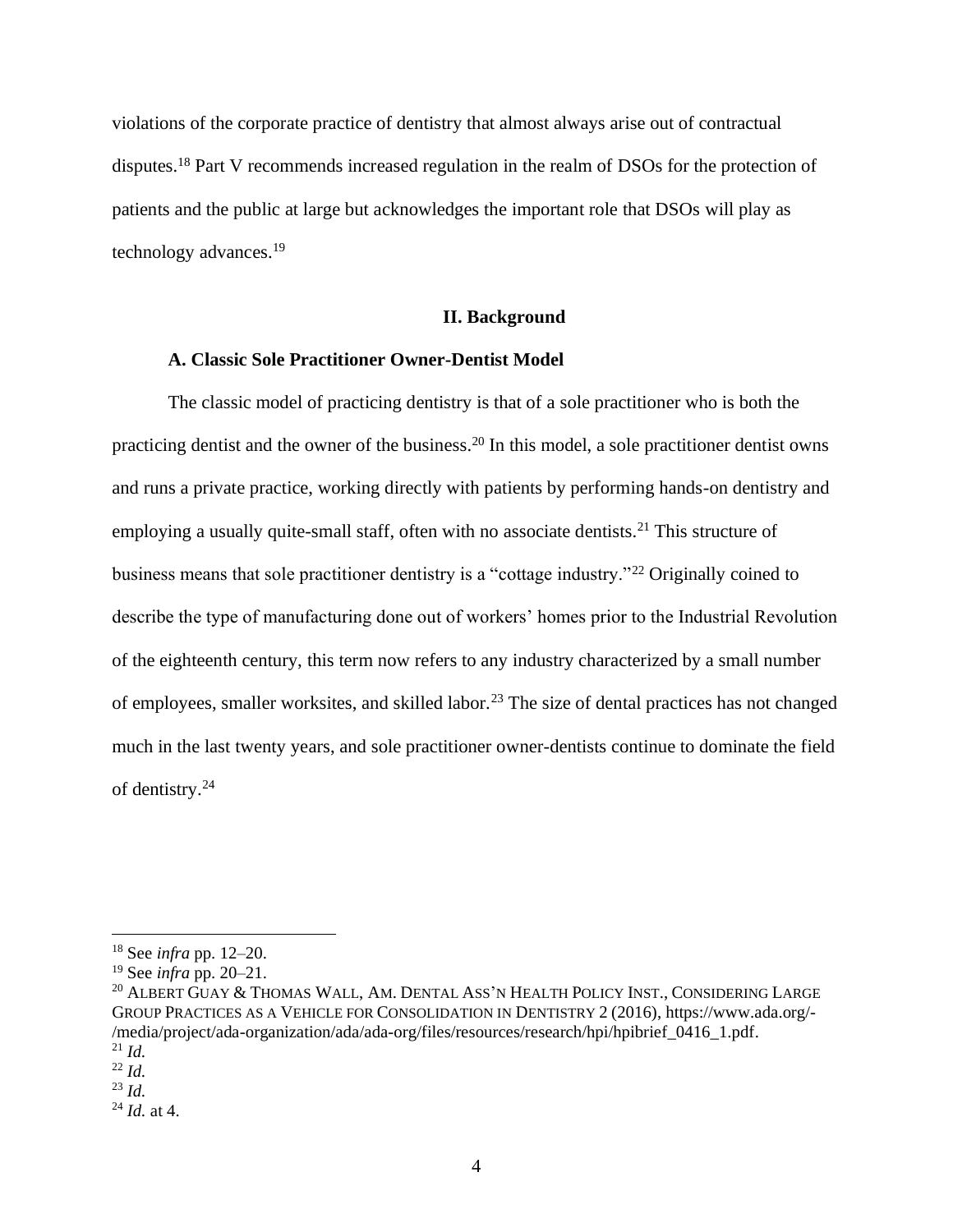violations of the corporate practice of dentistry that almost always arise out of contractual disputes.[18] Part V recommends increased regulation in the realm of DSOs for the protection of patients and the public at large but acknowledges the important role that DSOs will play as technology advances.[19]

## II. Background

### A. Classic Sole Practitioner Owner-Dentist Model

The classic model of practicing dentistry is that of a sole practitioner who is both the practicing dentist and the owner of the business.[20] In this model, a sole practitioner dentist owns and runs a private practice, working directly with patients by performing hands-on dentistry and employing a usually quite-small staff, often with no associate dentists.[21] This structure of business means that sole practitioner dentistry is a "cottage industry."[22] Originally coined to describe the type of manufacturing done out of workers' homes prior to the Industrial Revolution of the eighteenth century, this term now refers to any industry characterized by a small number of employees, smaller worksites, and skilled labor.[23] The size of dental practices has not changed much in the last twenty years, and sole practitioner owner-dentists continue to dominate the field of dentistry.[24]

---

[18] See *infra* pp. 12–20.

[19] See *infra* pp. 20–21.

[20] ALBERT GUAY & THOMAS WALL, AM. DENTAL ASS'N HEALTH POLICY INST., CONSIDERING LARGE GROUP PRACTICES AS A VEHICLE FOR CONSOLIDATION IN DENTISTRY 2 (2016), https://www.ada.org/-/media/project/ada-organization/ada/ada-org/files/resources/research/hpi/hpibrief_0416_1.pdf.

[21] *Id.*

[22] *Id.*

[23] *Id.*

[24] *Id.* at 4.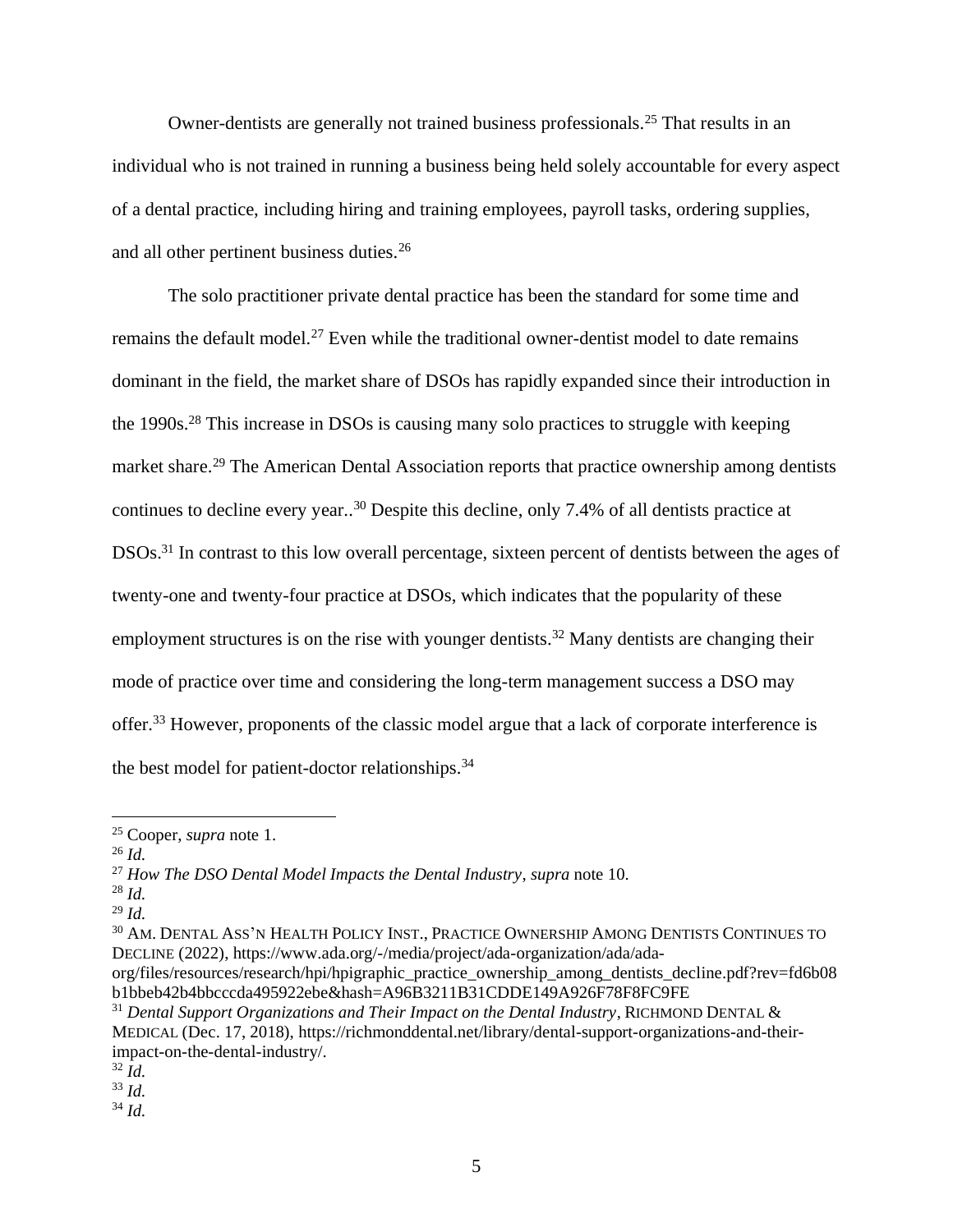Owner-dentists are generally not trained business professionals.[25] That results in an individual who is not trained in running a business being held solely accountable for every aspect of a dental practice, including hiring and training employees, payroll tasks, ordering supplies, and all other pertinent business duties.[26]

The solo practitioner private dental practice has been the standard for some time and remains the default model.[27] Even while the traditional owner-dentist model to date remains dominant in the field, the market share of DSOs has rapidly expanded since their introduction in the 1990s.[28] This increase in DSOs is causing many solo practices to struggle with keeping market share.[29] The American Dental Association reports that practice ownership among dentists continues to decline every year..[30] Despite this decline, only 7.4% of all dentists practice at DSOs.[31] In contrast to this low overall percentage, sixteen percent of dentists between the ages of twenty-one and twenty-four practice at DSOs, which indicates that the popularity of these employment structures is on the rise with younger dentists.[32] Many dentists are changing their mode of practice over time and considering the long-term management success a DSO may offer.[33] However, proponents of the classic model argue that a lack of corporate interference is the best model for patient-doctor relationships.[34]

---

[25] Cooper, *supra* note 1.

[26] *Id.*

[27] *How The DSO Dental Model Impacts the Dental Industry*, *supra* note 10.

[28] *Id.*

[29] *Id.*

[30] AM. DENTAL ASS'N HEALTH POLICY INST., PRACTICE OWNERSHIP AMONG DENTISTS CONTINUES TO DECLINE (2022), https://www.ada.org/-/media/project/ada-organization/ada/ada-org/files/resources/research/hpi/hpigraphic_practice_ownership_among_dentists_decline.pdf?rev=fd6b08b1bbeb42b4bbcccda495922ebe&hash=A96B3211B31CDDE149A926F78F8FC9FE

[31] *Dental Support Organizations and Their Impact on the Dental Industry*, RICHMOND DENTAL & MEDICAL (Dec. 17, 2018), https://richmonddental.net/library/dental-support-organizations-and-their-impact-on-the-dental-industry/.

[32] *Id.*

[33] *Id.*

[34] *Id.*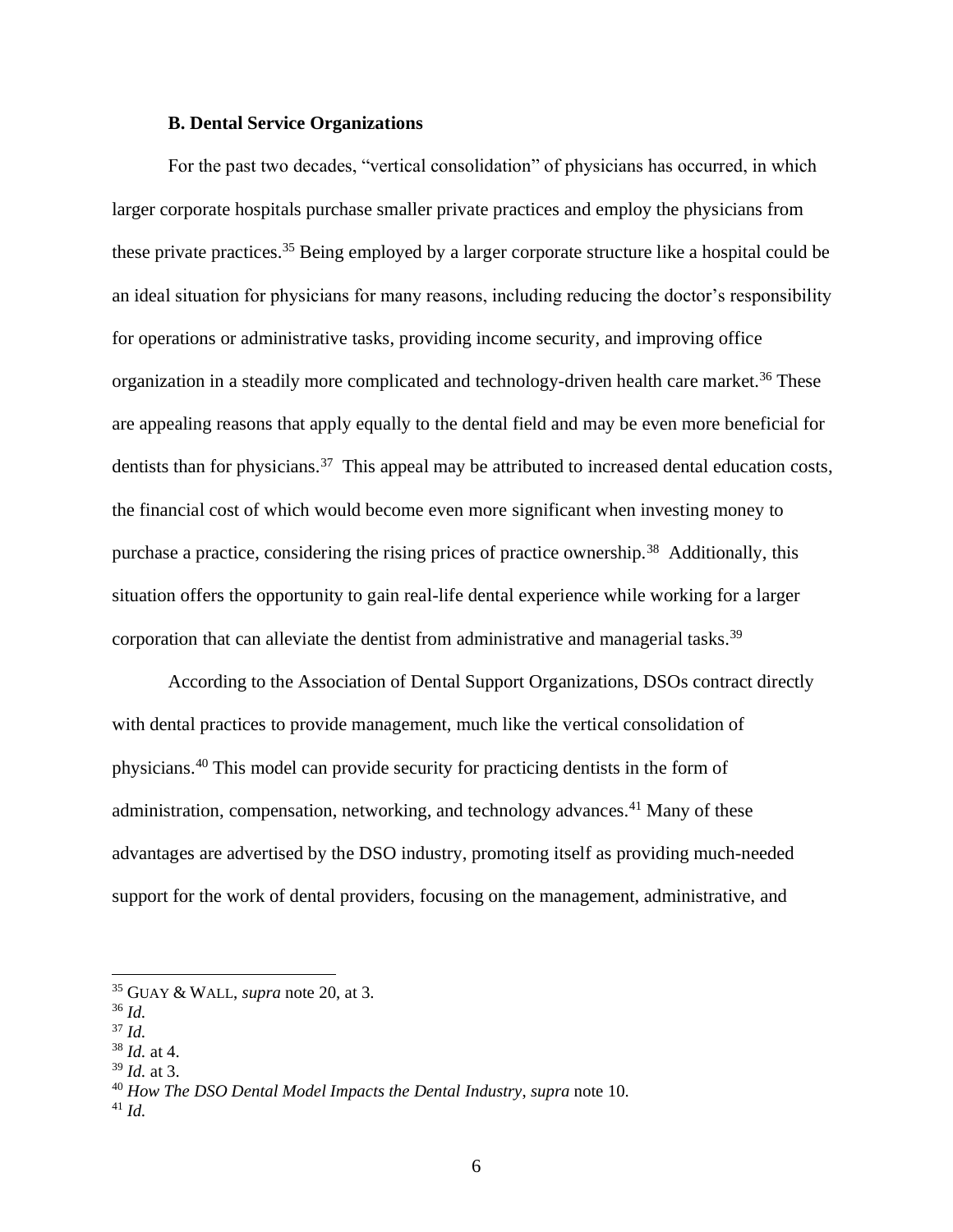### B. Dental Service Organizations

For the past two decades, "vertical consolidation" of physicians has occurred, in which larger corporate hospitals purchase smaller private practices and employ the physicians from these private practices.[35] Being employed by a larger corporate structure like a hospital could be an ideal situation for physicians for many reasons, including reducing the doctor's responsibility for operations or administrative tasks, providing income security, and improving office organization in a steadily more complicated and technology-driven health care market.[36] These are appealing reasons that apply equally to the dental field and may be even more beneficial for dentists than for physicians.[37] This appeal may be attributed to increased dental education costs, the financial cost of which would become even more significant when investing money to purchase a practice, considering the rising prices of practice ownership.[38] Additionally, this situation offers the opportunity to gain real-life dental experience while working for a larger corporation that can alleviate the dentist from administrative and managerial tasks.[39]

According to the Association of Dental Support Organizations, DSOs contract directly with dental practices to provide management, much like the vertical consolidation of physicians.[40] This model can provide security for practicing dentists in the form of administration, compensation, networking, and technology advances.[41] Many of these advantages are advertised by the DSO industry, promoting itself as providing much-needed support for the work of dental providers, focusing on the management, administrative, and

---

[35] GUAY & WALL, *supra* note 20, at 3.
[36] *Id.*
[37] *Id.*
[38] *Id.* at 4.
[39] *Id.* at 3.
[40] *How The DSO Dental Model Impacts the Dental Industry*, *supra* note 10.
[41] *Id.*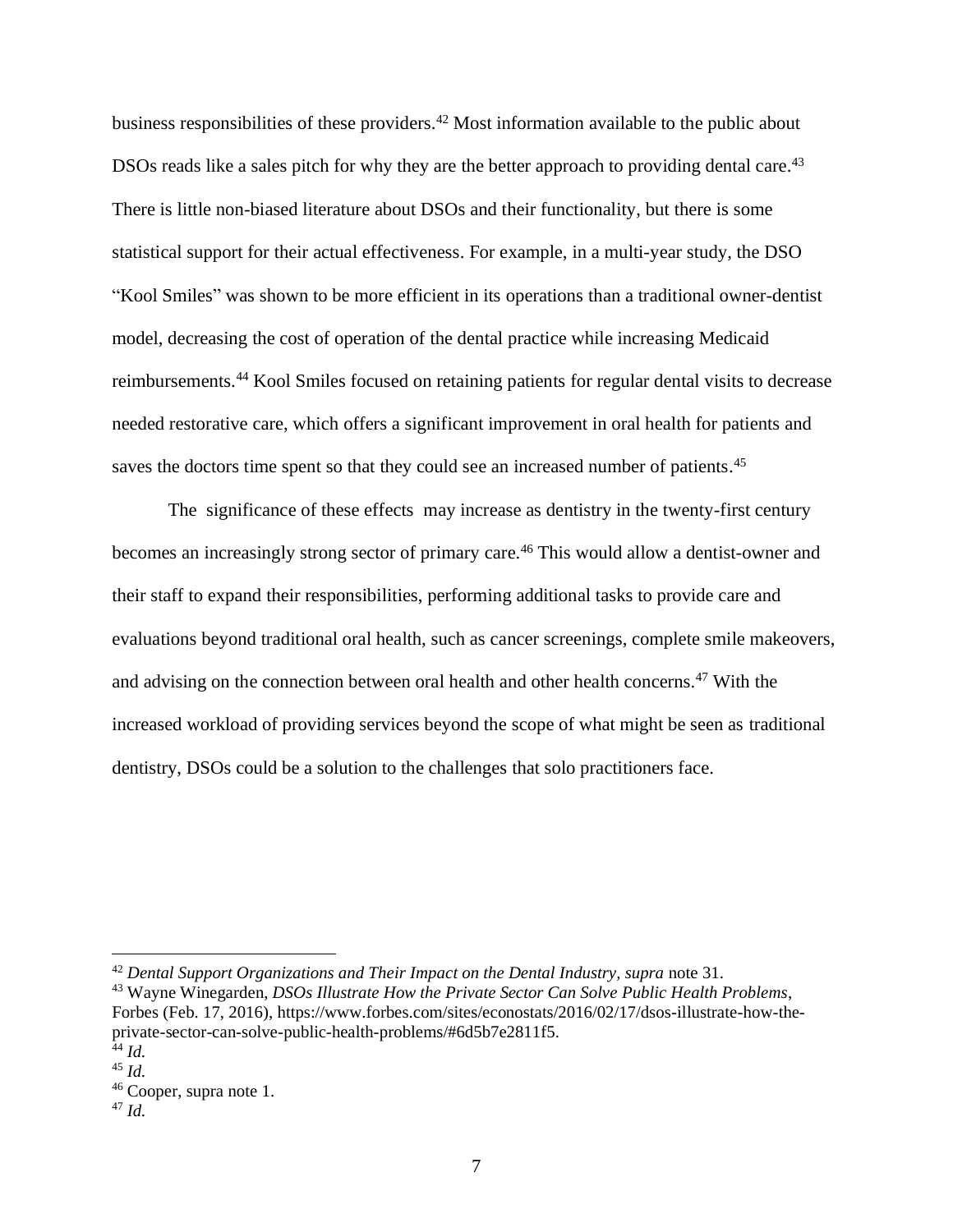business responsibilities of these providers.[42] Most information available to the public about DSOs reads like a sales pitch for why they are the better approach to providing dental care.[43] There is little non-biased literature about DSOs and their functionality, but there is some statistical support for their actual effectiveness. For example, in a multi-year study, the DSO "Kool Smiles" was shown to be more efficient in its operations than a traditional owner-dentist model, decreasing the cost of operation of the dental practice while increasing Medicaid reimbursements.[44] Kool Smiles focused on retaining patients for regular dental visits to decrease needed restorative care, which offers a significant improvement in oral health for patients and saves the doctors time spent so that they could see an increased number of patients.[45]

The significance of these effects may increase as dentistry in the twenty-first century becomes an increasingly strong sector of primary care.[46] This would allow a dentist-owner and their staff to expand their responsibilities, performing additional tasks to provide care and evaluations beyond traditional oral health, such as cancer screenings, complete smile makeovers, and advising on the connection between oral health and other health concerns.[47] With the increased workload of providing services beyond the scope of what might be seen as traditional dentistry, DSOs could be a solution to the challenges that solo practitioners face.

---

[42] *Dental Support Organizations and Their Impact on the Dental Industry*, *supra* note 31.

[43] Wayne Winegarden, *DSOs Illustrate How the Private Sector Can Solve Public Health Problems*, Forbes (Feb. 17, 2016), https://www.forbes.com/sites/econostats/2016/02/17/dsos-illustrate-how-the-private-sector-can-solve-public-health-problems/#6d5b7e2811f5.

[44] *Id.*

[45] *Id.*

[46] Cooper, supra note 1.

[47] *Id.*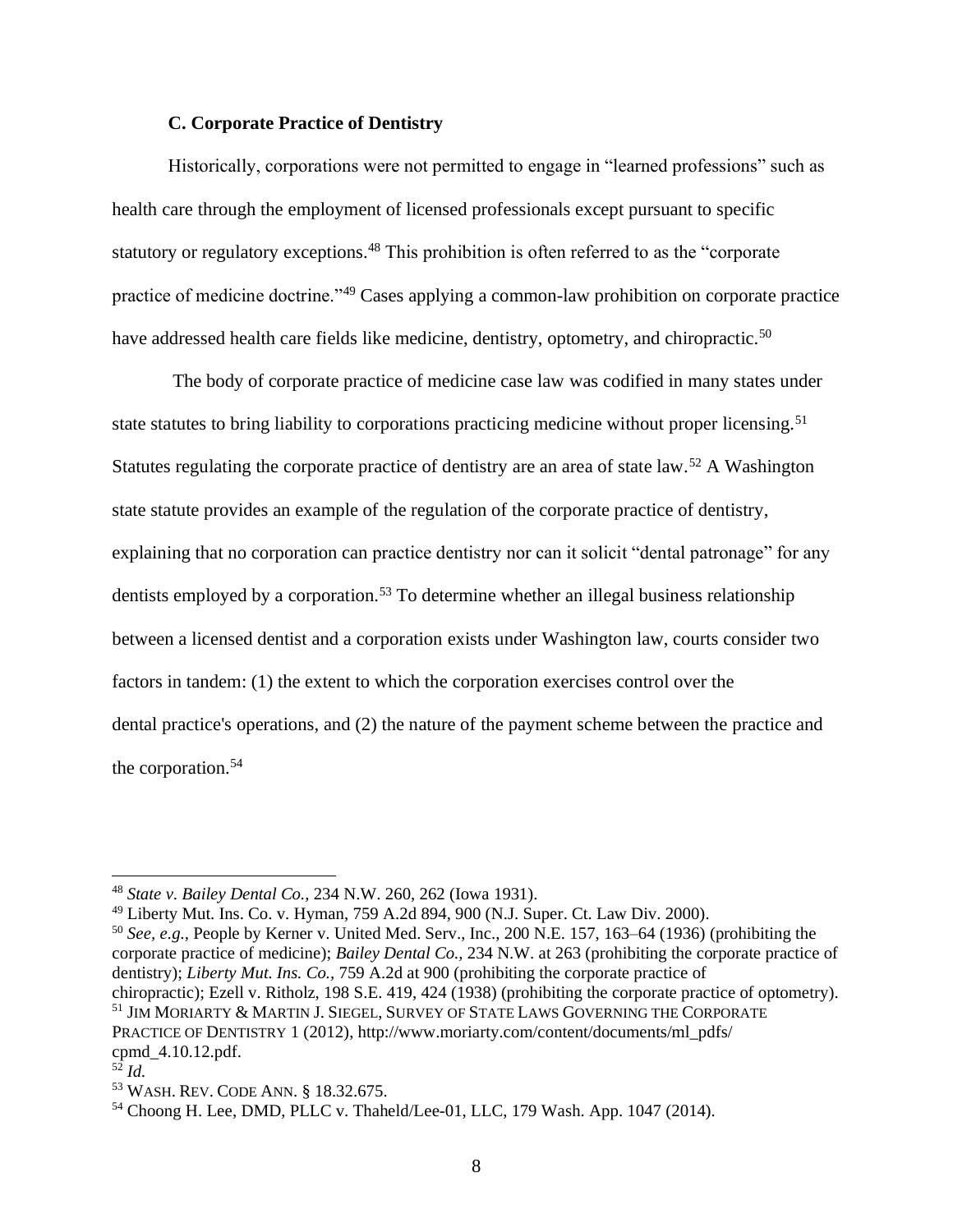### C. Corporate Practice of Dentistry

Historically, corporations were not permitted to engage in "learned professions" such as health care through the employment of licensed professionals except pursuant to specific statutory or regulatory exceptions.[48] This prohibition is often referred to as the "corporate practice of medicine doctrine."[49] Cases applying a common-law prohibition on corporate practice have addressed health care fields like medicine, dentistry, optometry, and chiropractic.[50]

The body of corporate practice of medicine case law was codified in many states under state statutes to bring liability to corporations practicing medicine without proper licensing.[51] Statutes regulating the corporate practice of dentistry are an area of state law.[52] A Washington state statute provides an example of the regulation of the corporate practice of dentistry, explaining that no corporation can practice dentistry nor can it solicit "dental patronage" for any dentists employed by a corporation.[53] To determine whether an illegal business relationship between a licensed dentist and a corporation exists under Washington law, courts consider two factors in tandem: (1) the extent to which the corporation exercises control over the dental practice's operations, and (2) the nature of the payment scheme between the practice and the corporation.[54]

---

[48] *State v. Bailey Dental Co.,* 234 N.W. 260, 262 (Iowa 1931).

[49] Liberty Mut. Ins. Co. v. Hyman, 759 A.2d 894, 900 (N.J. Super. Ct. Law Div. 2000).

[50] *See, e.g.*, People by Kerner v. United Med. Serv., Inc., 200 N.E. 157, 163–64 (1936) (prohibiting the corporate practice of medicine); *Bailey Dental Co.,* 234 N.W. at 263 (prohibiting the corporate practice of dentistry); *Liberty Mut. Ins. Co.,* 759 A.2d at 900 (prohibiting the corporate practice of chiropractic); Ezell v. Ritholz, 198 S.E. 419, 424 (1938) (prohibiting the corporate practice of optometry).

[51] JIM MORIARTY & MARTIN J. SIEGEL, SURVEY OF STATE LAWS GOVERNING THE CORPORATE PRACTICE OF DENTISTRY 1 (2012), http://www.moriarty.com/content/documents/ml_pdfs/cpmd_4.10.12.pdf.

[52] *Id.*

[53] WASH. REV. CODE ANN. § 18.32.675.

[54] Choong H. Lee, DMD, PLLC v. Thaheld/Lee-01, LLC, 179 Wash. App. 1047 (2014).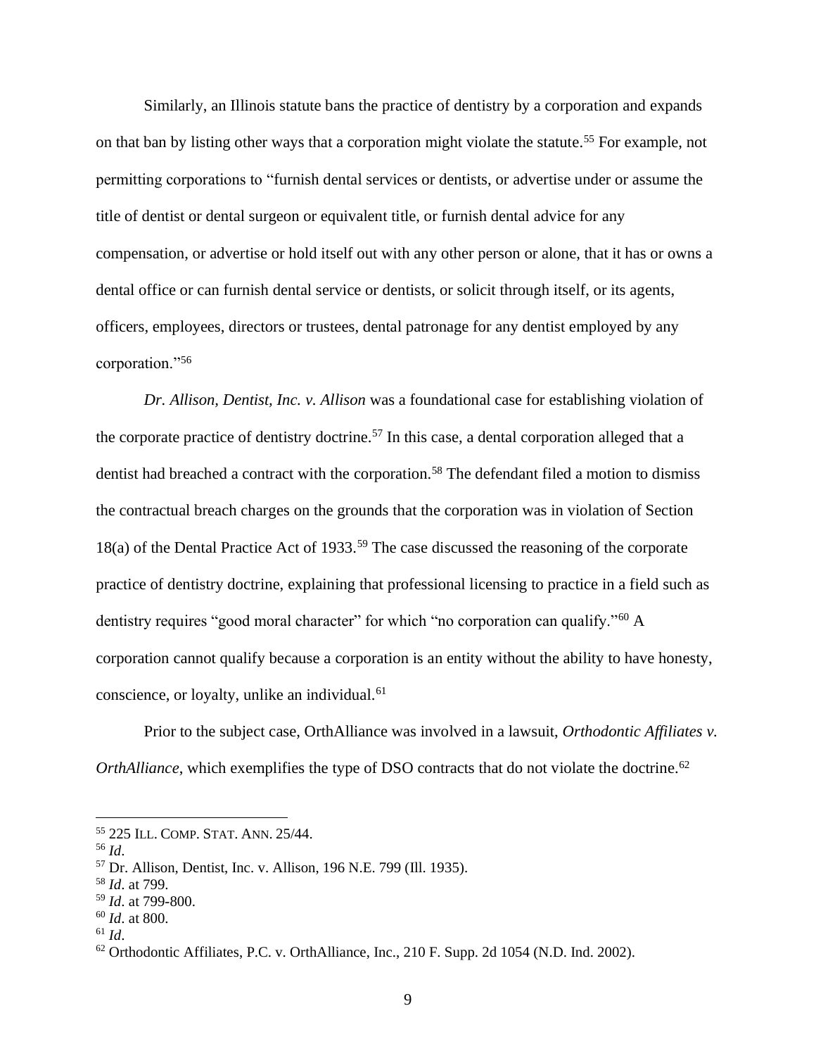Similarly, an Illinois statute bans the practice of dentistry by a corporation and expands on that ban by listing other ways that a corporation might violate the statute.[55] For example, not permitting corporations to "furnish dental services or dentists, or advertise under or assume the title of dentist or dental surgeon or equivalent title, or furnish dental advice for any compensation, or advertise or hold itself out with any other person or alone, that it has or owns a dental office or can furnish dental service or dentists, or solicit through itself, or its agents, officers, employees, directors or trustees, dental patronage for any dentist employed by any corporation."[56]

*Dr. Allison, Dentist, Inc. v. Allison* was a foundational case for establishing violation of the corporate practice of dentistry doctrine.[57] In this case, a dental corporation alleged that a dentist had breached a contract with the corporation.[58] The defendant filed a motion to dismiss the contractual breach charges on the grounds that the corporation was in violation of Section 18(a) of the Dental Practice Act of 1933.[59] The case discussed the reasoning of the corporate practice of dentistry doctrine, explaining that professional licensing to practice in a field such as dentistry requires "good moral character" for which "no corporation can qualify."[60] A corporation cannot qualify because a corporation is an entity without the ability to have honesty, conscience, or loyalty, unlike an individual.[61]

Prior to the subject case, OrthAlliance was involved in a lawsuit, *Orthodontic Affiliates v. OrthAlliance*, which exemplifies the type of DSO contracts that do not violate the doctrine.[62]

---

[55] 225 ILL. COMP. STAT. ANN. 25/44.

[56] *Id*.

[57] Dr. Allison, Dentist, Inc. v. Allison, 196 N.E. 799 (Ill. 1935).

[58] *Id*. at 799.

[59] *Id*. at 799-800.

[60] *Id*. at 800.

[61] *Id*.

[62] Orthodontic Affiliates, P.C. v. OrthAlliance, Inc., 210 F. Supp. 2d 1054 (N.D. Ind. 2002).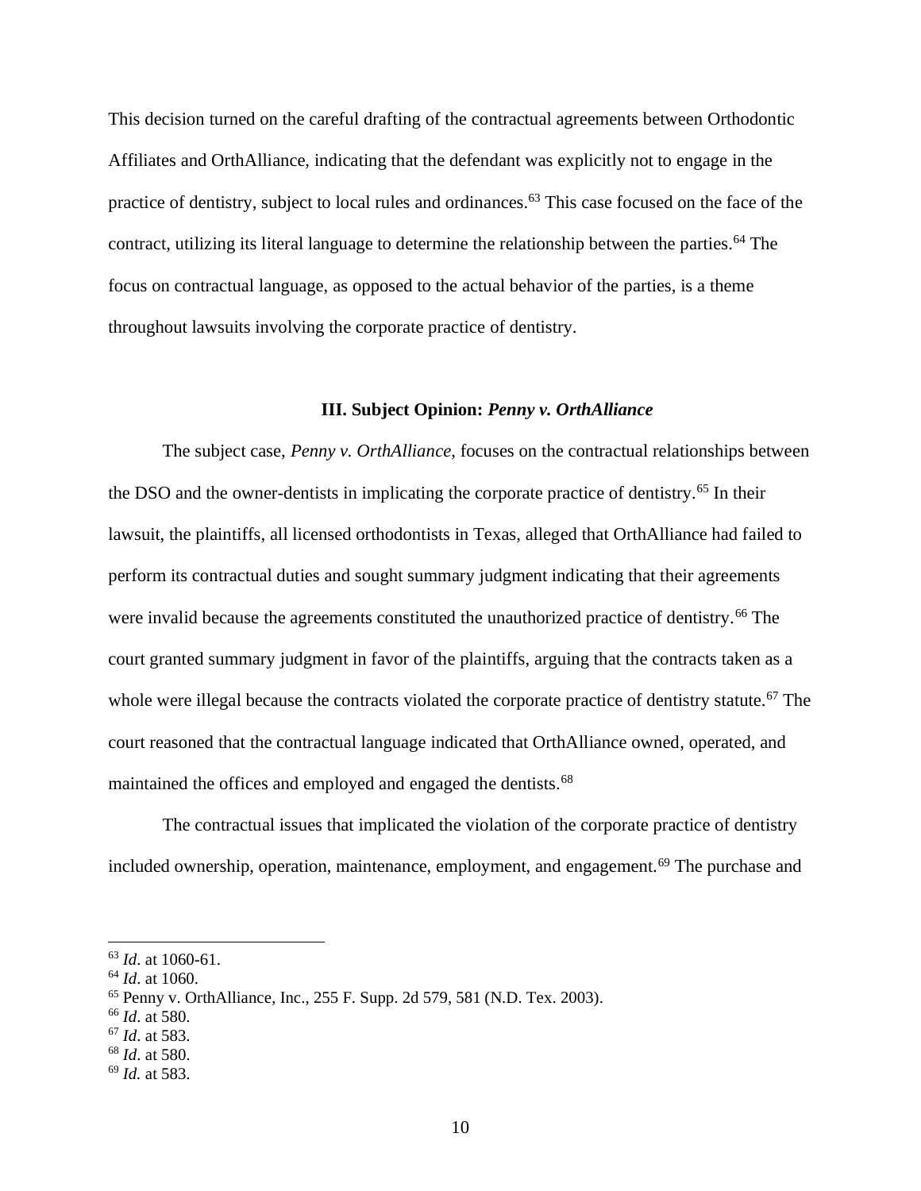This decision turned on the careful drafting of the contractual agreements between Orthodontic Affiliates and OrthAlliance, indicating that the defendant was explicitly not to engage in the practice of dentistry, subject to local rules and ordinances.[63] This case focused on the face of the contract, utilizing its literal language to determine the relationship between the parties.[64] The focus on contractual language, as opposed to the actual behavior of the parties, is a theme throughout lawsuits involving the corporate practice of dentistry.

### III. Subject Opinion: *Penny v. OrthAlliance*

The subject case, *Penny v. OrthAlliance*, focuses on the contractual relationships between the DSO and the owner-dentists in implicating the corporate practice of dentistry.[65] In their lawsuit, the plaintiffs, all licensed orthodontists in Texas, alleged that OrthAlliance had failed to perform its contractual duties and sought summary judgment indicating that their agreements were invalid because the agreements constituted the unauthorized practice of dentistry.[66] The court granted summary judgment in favor of the plaintiffs, arguing that the contracts taken as a whole were illegal because the contracts violated the corporate practice of dentistry statute.[67] The court reasoned that the contractual language indicated that OrthAlliance owned, operated, and maintained the offices and employed and engaged the dentists.[68]

The contractual issues that implicated the violation of the corporate practice of dentistry included ownership, operation, maintenance, employment, and engagement.[69] The purchase and

---

[63] *Id*. at 1060-61.
[64] *Id*. at 1060.
[65] Penny v. OrthAlliance, Inc., 255 F. Supp. 2d 579, 581 (N.D. Tex. 2003).
[66] *Id*. at 580.
[67] *Id*. at 583.
[68] *Id*. at 580.
[69] *Id.* at 583.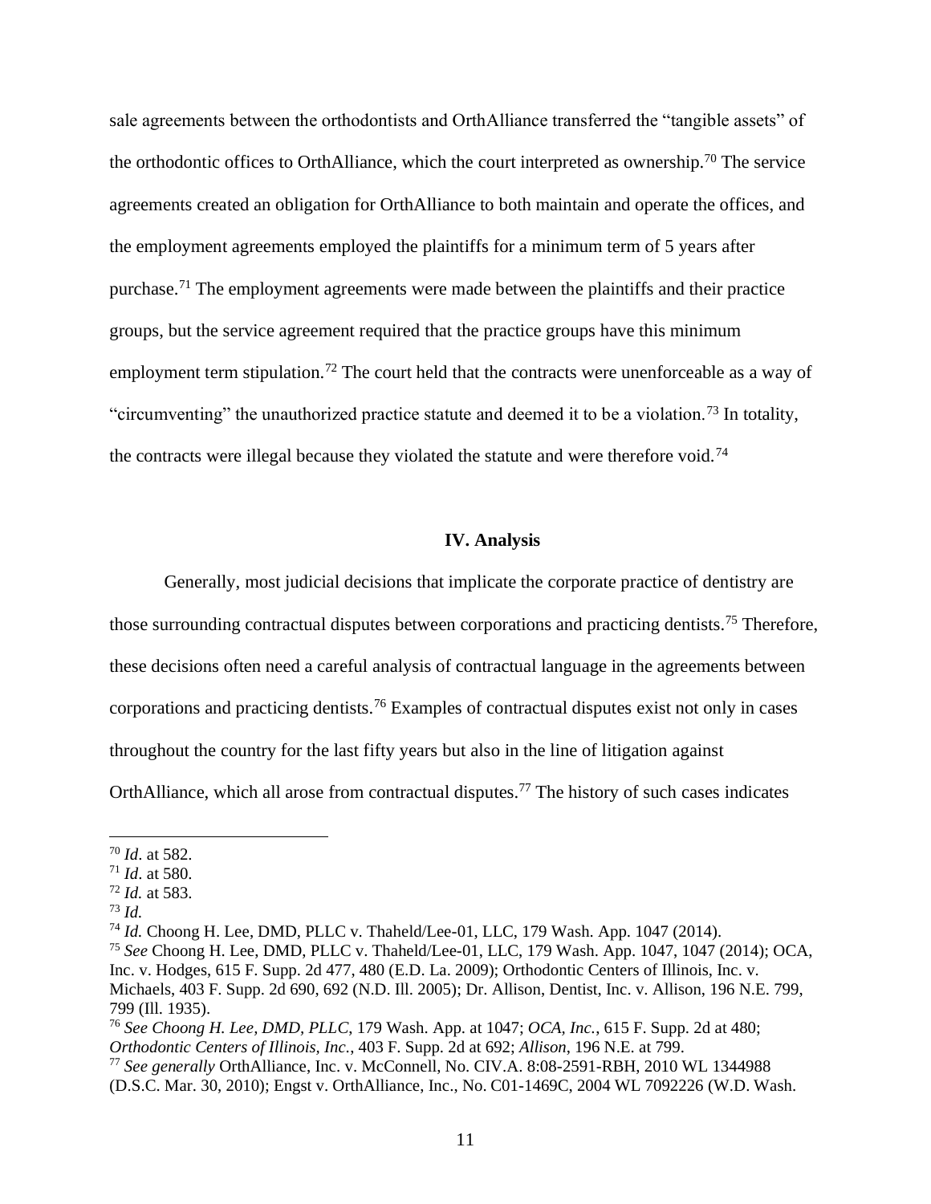sale agreements between the orthodontists and OrthAlliance transferred the "tangible assets" of the orthodontic offices to OrthAlliance, which the court interpreted as ownership.[70] The service agreements created an obligation for OrthAlliance to both maintain and operate the offices, and the employment agreements employed the plaintiffs for a minimum term of 5 years after purchase.[71] The employment agreements were made between the plaintiffs and their practice groups, but the service agreement required that the practice groups have this minimum employment term stipulation.[72] The court held that the contracts were unenforceable as a way of "circumventing" the unauthorized practice statute and deemed it to be a violation.[73] In totality, the contracts were illegal because they violated the statute and were therefore void.[74]

## IV. Analysis

Generally, most judicial decisions that implicate the corporate practice of dentistry are those surrounding contractual disputes between corporations and practicing dentists.[75] Therefore, these decisions often need a careful analysis of contractual language in the agreements between corporations and practicing dentists.[76] Examples of contractual disputes exist not only in cases throughout the country for the last fifty years but also in the line of litigation against OrthAlliance, which all arose from contractual disputes.[77] The history of such cases indicates

---

[70] *Id*. at 582.

[71] *Id*. at 580.

[72] *Id.* at 583.

[73] *Id.*

[74] *Id.* Choong H. Lee, DMD, PLLC v. Thaheld/Lee-01, LLC, 179 Wash. App. 1047 (2014).

[75] *See* Choong H. Lee, DMD, PLLC v. Thaheld/Lee-01, LLC, 179 Wash. App. 1047, 1047 (2014); OCA, Inc. v. Hodges, 615 F. Supp. 2d 477, 480 (E.D. La. 2009); Orthodontic Centers of Illinois, Inc. v. Michaels, 403 F. Supp. 2d 690, 692 (N.D. Ill. 2005); Dr. Allison, Dentist, Inc. v. Allison, 196 N.E. 799, 799 (Ill. 1935).

[76] *See Choong H. Lee, DMD, PLLC*, 179 Wash. App. at 1047; *OCA, Inc.*, 615 F. Supp. 2d at 480; *Orthodontic Centers of Illinois, Inc.*, 403 F. Supp. 2d at 692; *Allison*, 196 N.E. at 799.

[77] *See generally* OrthAlliance, Inc. v. McConnell, No. CIV.A. 8:08-2591-RBH, 2010 WL 1344988 (D.S.C. Mar. 30, 2010); Engst v. OrthAlliance, Inc., No. C01-1469C, 2004 WL 7092226 (W.D. Wash.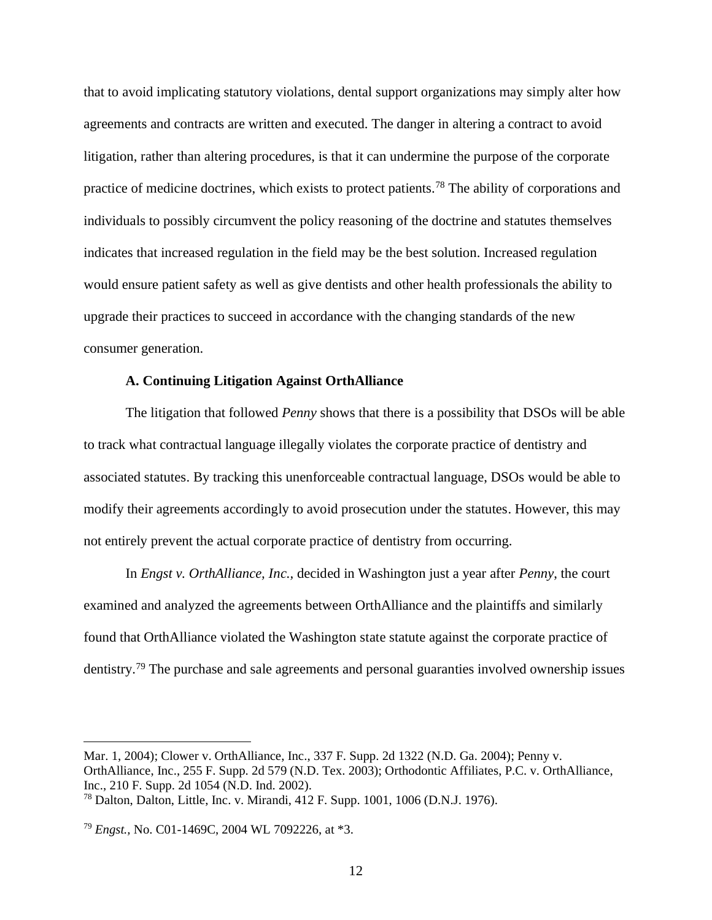that to avoid implicating statutory violations, dental support organizations may simply alter how agreements and contracts are written and executed. The danger in altering a contract to avoid litigation, rather than altering procedures, is that it can undermine the purpose of the corporate practice of medicine doctrines, which exists to protect patients.[78] The ability of corporations and individuals to possibly circumvent the policy reasoning of the doctrine and statutes themselves indicates that increased regulation in the field may be the best solution. Increased regulation would ensure patient safety as well as give dentists and other health professionals the ability to upgrade their practices to succeed in accordance with the changing standards of the new consumer generation.

### A. Continuing Litigation Against OrthAlliance

The litigation that followed *Penny* shows that there is a possibility that DSOs will be able to track what contractual language illegally violates the corporate practice of dentistry and associated statutes. By tracking this unenforceable contractual language, DSOs would be able to modify their agreements accordingly to avoid prosecution under the statutes. However, this may not entirely prevent the actual corporate practice of dentistry from occurring.

In *Engst v. OrthAlliance, Inc.*, decided in Washington just a year after *Penny*, the court examined and analyzed the agreements between OrthAlliance and the plaintiffs and similarly found that OrthAlliance violated the Washington state statute against the corporate practice of dentistry.[79] The purchase and sale agreements and personal guaranties involved ownership issues

---

Mar. 1, 2004); Clower v. OrthAlliance, Inc., 337 F. Supp. 2d 1322 (N.D. Ga. 2004); Penny v. OrthAlliance, Inc., 255 F. Supp. 2d 579 (N.D. Tex. 2003); Orthodontic Affiliates, P.C. v. OrthAlliance, Inc., 210 F. Supp. 2d 1054 (N.D. Ind. 2002).

[78] Dalton, Dalton, Little, Inc. v. Mirandi, 412 F. Supp. 1001, 1006 (D.N.J. 1976).

[79] *Engst.*, No. C01-1469C, 2004 WL 7092226, at *3.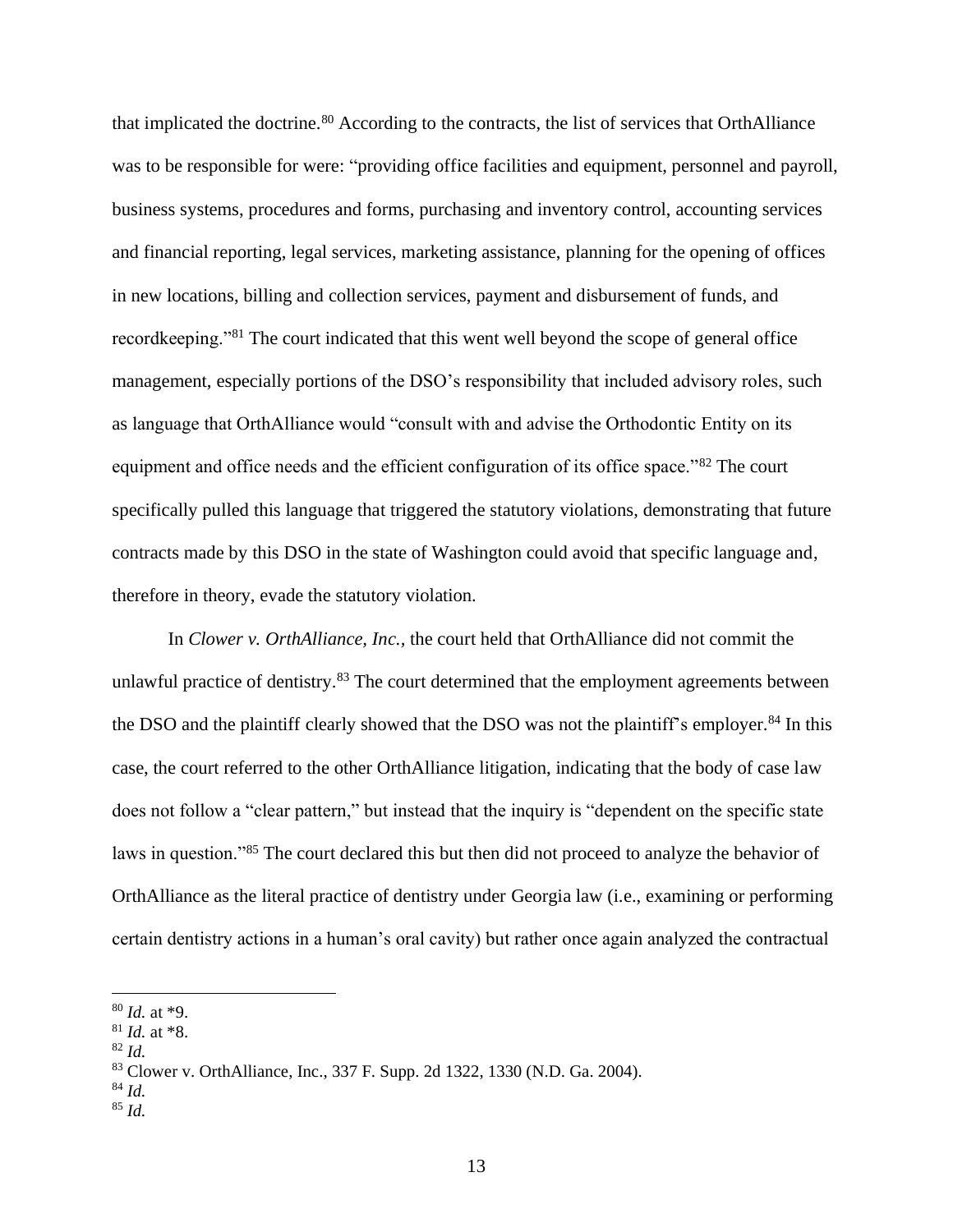that implicated the doctrine.[80] According to the contracts, the list of services that OrthAlliance was to be responsible for were: "providing office facilities and equipment, personnel and payroll, business systems, procedures and forms, purchasing and inventory control, accounting services and financial reporting, legal services, marketing assistance, planning for the opening of offices in new locations, billing and collection services, payment and disbursement of funds, and recordkeeping."[81] The court indicated that this went well beyond the scope of general office management, especially portions of the DSO's responsibility that included advisory roles, such as language that OrthAlliance would "consult with and advise the Orthodontic Entity on its equipment and office needs and the efficient configuration of its office space."[82] The court specifically pulled this language that triggered the statutory violations, demonstrating that future contracts made by this DSO in the state of Washington could avoid that specific language and, therefore in theory, evade the statutory violation.

In *Clower v. OrthAlliance, Inc.*, the court held that OrthAlliance did not commit the unlawful practice of dentistry.[83] The court determined that the employment agreements between the DSO and the plaintiff clearly showed that the DSO was not the plaintiff's employer.[84] In this case, the court referred to the other OrthAlliance litigation, indicating that the body of case law does not follow a "clear pattern," but instead that the inquiry is "dependent on the specific state laws in question."[85] The court declared this but then did not proceed to analyze the behavior of OrthAlliance as the literal practice of dentistry under Georgia law (i.e., examining or performing certain dentistry actions in a human's oral cavity) but rather once again analyzed the contractual

---

[80] *Id.* at *9.
[81] *Id.* at *8.
[82] *Id.*
[83] Clower v. OrthAlliance, Inc., 337 F. Supp. 2d 1322, 1330 (N.D. Ga. 2004).
[84] *Id.*
[85] *Id.*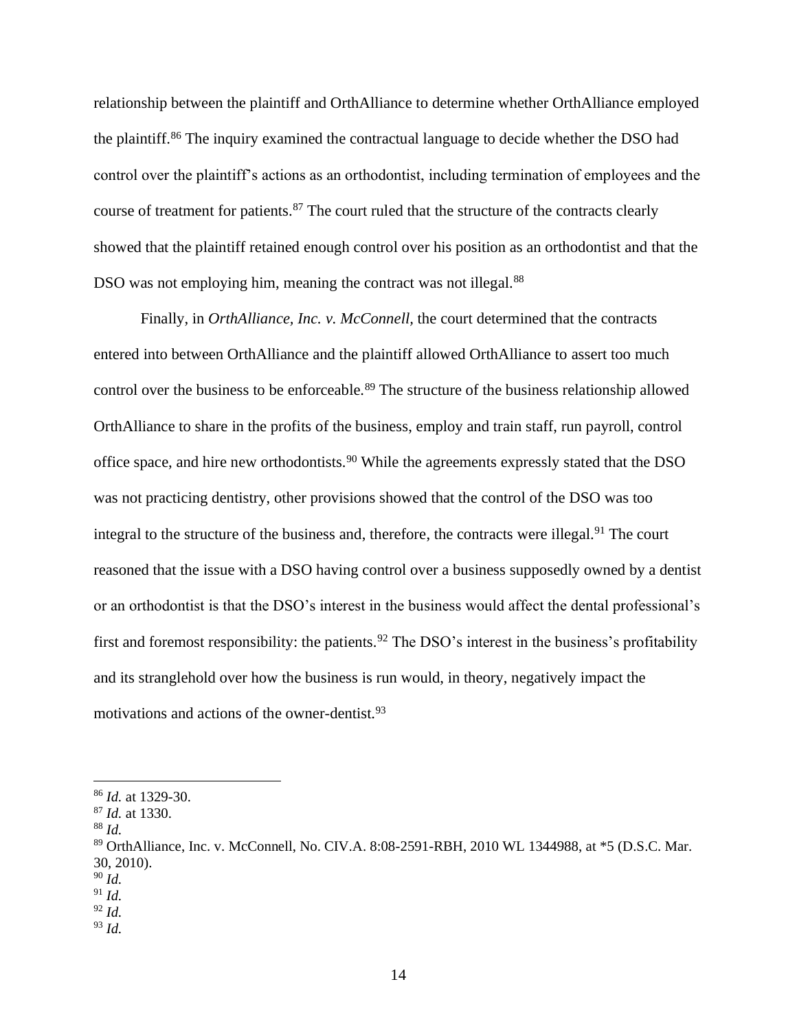relationship between the plaintiff and OrthAlliance to determine whether OrthAlliance employed the plaintiff.[86] The inquiry examined the contractual language to decide whether the DSO had control over the plaintiff's actions as an orthodontist, including termination of employees and the course of treatment for patients.[87] The court ruled that the structure of the contracts clearly showed that the plaintiff retained enough control over his position as an orthodontist and that the DSO was not employing him, meaning the contract was not illegal.[88]

Finally, in *OrthAlliance, Inc. v. McConnell,* the court determined that the contracts entered into between OrthAlliance and the plaintiff allowed OrthAlliance to assert too much control over the business to be enforceable.[89] The structure of the business relationship allowed OrthAlliance to share in the profits of the business, employ and train staff, run payroll, control office space, and hire new orthodontists.[90] While the agreements expressly stated that the DSO was not practicing dentistry, other provisions showed that the control of the DSO was too integral to the structure of the business and, therefore, the contracts were illegal.[91] The court reasoned that the issue with a DSO having control over a business supposedly owned by a dentist or an orthodontist is that the DSO's interest in the business would affect the dental professional's first and foremost responsibility: the patients.[92] The DSO's interest in the business's profitability and its stranglehold over how the business is run would, in theory, negatively impact the motivations and actions of the owner-dentist.[93]

---

[86] *Id.* at 1329-30.

[87] *Id.* at 1330.

[88] *Id.*

[89] OrthAlliance, Inc. v. McConnell, No. CIV.A. 8:08-2591-RBH, 2010 WL 1344988, at *5 (D.S.C. Mar. 30, 2010).

[90] *Id.*

[91] *Id.*

[92] *Id.*

[93] *Id.*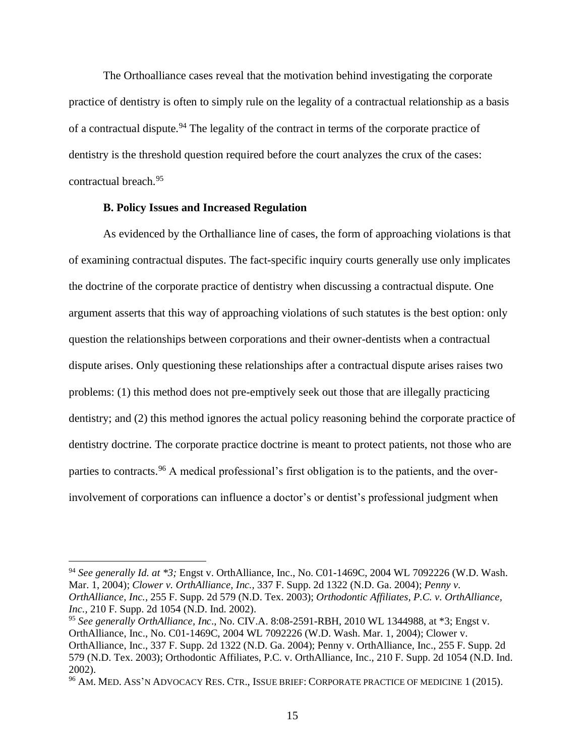The Orthoalliance cases reveal that the motivation behind investigating the corporate practice of dentistry is often to simply rule on the legality of a contractual relationship as a basis of a contractual dispute.[94] The legality of the contract in terms of the corporate practice of dentistry is the threshold question required before the court analyzes the crux of the cases: contractual breach.[95]

**B. Policy Issues and Increased Regulation**

As evidenced by the Orthalliance line of cases, the form of approaching violations is that of examining contractual disputes. The fact-specific inquiry courts generally use only implicates the doctrine of the corporate practice of dentistry when discussing a contractual dispute. One argument asserts that this way of approaching violations of such statutes is the best option: only question the relationships between corporations and their owner-dentists when a contractual dispute arises. Only questioning these relationships after a contractual dispute arises raises two problems: (1) this method does not pre-emptively seek out those that are illegally practicing dentistry; and (2) this method ignores the actual policy reasoning behind the corporate practice of dentistry doctrine. The corporate practice doctrine is meant to protect patients, not those who are parties to contracts.[96] A medical professional's first obligation is to the patients, and the over-involvement of corporations can influence a doctor's or dentist's professional judgment when

---

[94] *See generally Id. at *3;* Engst v. OrthAlliance, Inc., No. C01-1469C, 2004 WL 7092226 (W.D. Wash. Mar. 1, 2004); *Clower v. OrthAlliance, Inc.*, 337 F. Supp. 2d 1322 (N.D. Ga. 2004); *Penny v. OrthAlliance, Inc.*, 255 F. Supp. 2d 579 (N.D. Tex. 2003); *Orthodontic Affiliates, P.C. v. OrthAlliance, Inc.*, 210 F. Supp. 2d 1054 (N.D. Ind. 2002).

[95] *See generally OrthAlliance, Inc*., No. CIV.A. 8:08-2591-RBH, 2010 WL 1344988, at *3; Engst v. OrthAlliance, Inc., No. C01-1469C, 2004 WL 7092226 (W.D. Wash. Mar. 1, 2004); Clower v. OrthAlliance, Inc., 337 F. Supp. 2d 1322 (N.D. Ga. 2004); Penny v. OrthAlliance, Inc., 255 F. Supp. 2d 579 (N.D. Tex. 2003); Orthodontic Affiliates, P.C. v. OrthAlliance, Inc., 210 F. Supp. 2d 1054 (N.D. Ind. 2002).

[96] AM. MED. ASS'N ADVOCACY RES. CTR., ISSUE BRIEF: CORPORATE PRACTICE OF MEDICINE 1 (2015).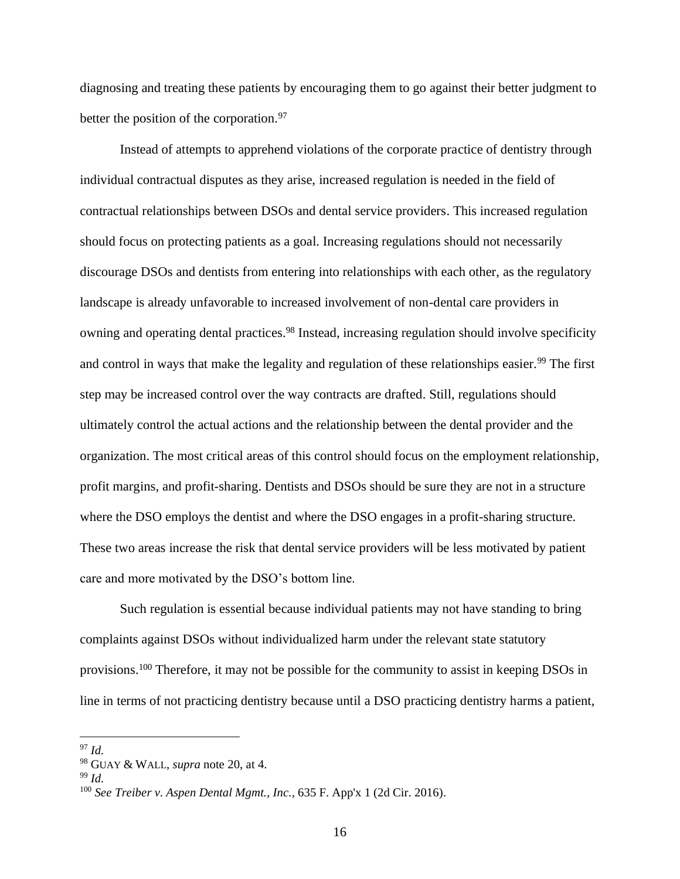diagnosing and treating these patients by encouraging them to go against their better judgment to better the position of the corporation.[97]

Instead of attempts to apprehend violations of the corporate practice of dentistry through individual contractual disputes as they arise, increased regulation is needed in the field of contractual relationships between DSOs and dental service providers. This increased regulation should focus on protecting patients as a goal. Increasing regulations should not necessarily discourage DSOs and dentists from entering into relationships with each other, as the regulatory landscape is already unfavorable to increased involvement of non-dental care providers in owning and operating dental practices.[98] Instead, increasing regulation should involve specificity and control in ways that make the legality and regulation of these relationships easier.[99] The first step may be increased control over the way contracts are drafted. Still, regulations should ultimately control the actual actions and the relationship between the dental provider and the organization. The most critical areas of this control should focus on the employment relationship, profit margins, and profit-sharing. Dentists and DSOs should be sure they are not in a structure where the DSO employs the dentist and where the DSO engages in a profit-sharing structure. These two areas increase the risk that dental service providers will be less motivated by patient care and more motivated by the DSO's bottom line.

Such regulation is essential because individual patients may not have standing to bring complaints against DSOs without individualized harm under the relevant state statutory provisions.[100] Therefore, it may not be possible for the community to assist in keeping DSOs in line in terms of not practicing dentistry because until a DSO practicing dentistry harms a patient,

---

[97] *Id.*

[98] GUAY & WALL, *supra* note 20, at 4.

[99] *Id.*

[100] *See Treiber v. Aspen Dental Mgmt., Inc.*, 635 F. App'x 1 (2d Cir. 2016).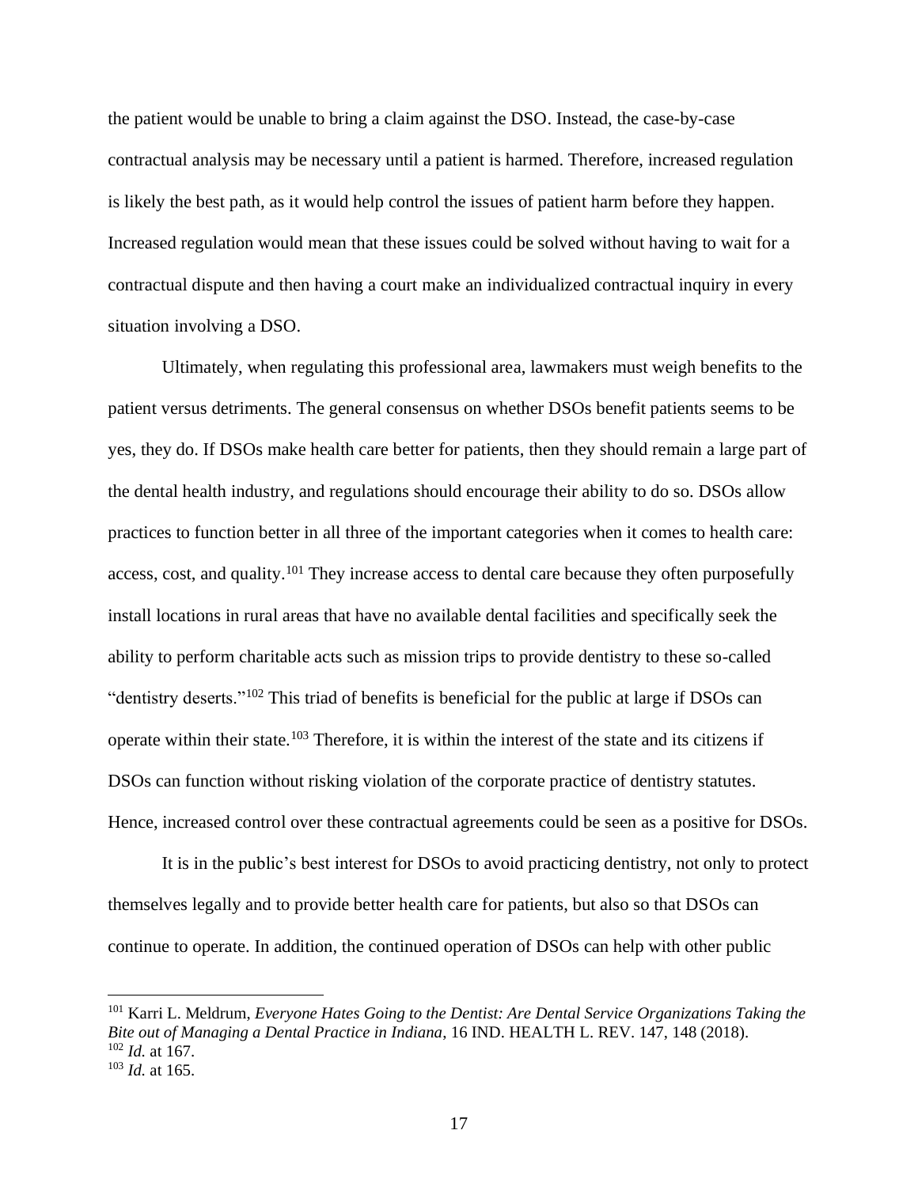the patient would be unable to bring a claim against the DSO. Instead, the case-by-case contractual analysis may be necessary until a patient is harmed. Therefore, increased regulation is likely the best path, as it would help control the issues of patient harm before they happen. Increased regulation would mean that these issues could be solved without having to wait for a contractual dispute and then having a court make an individualized contractual inquiry in every situation involving a DSO.

Ultimately, when regulating this professional area, lawmakers must weigh benefits to the patient versus detriments. The general consensus on whether DSOs benefit patients seems to be yes, they do. If DSOs make health care better for patients, then they should remain a large part of the dental health industry, and regulations should encourage their ability to do so. DSOs allow practices to function better in all three of the important categories when it comes to health care: access, cost, and quality.[101] They increase access to dental care because they often purposefully install locations in rural areas that have no available dental facilities and specifically seek the ability to perform charitable acts such as mission trips to provide dentistry to these so-called "dentistry deserts."[102] This triad of benefits is beneficial for the public at large if DSOs can operate within their state.[103] Therefore, it is within the interest of the state and its citizens if DSOs can function without risking violation of the corporate practice of dentistry statutes. Hence, increased control over these contractual agreements could be seen as a positive for DSOs.

It is in the public's best interest for DSOs to avoid practicing dentistry, not only to protect themselves legally and to provide better health care for patients, but also so that DSOs can continue to operate. In addition, the continued operation of DSOs can help with other public

---

[101] Karri L. Meldrum, *Everyone Hates Going to the Dentist: Are Dental Service Organizations Taking the Bite out of Managing a Dental Practice in Indiana*, 16 IND. HEALTH L. REV. 147, 148 (2018).

[102] *Id.* at 167.

[103] *Id.* at 165.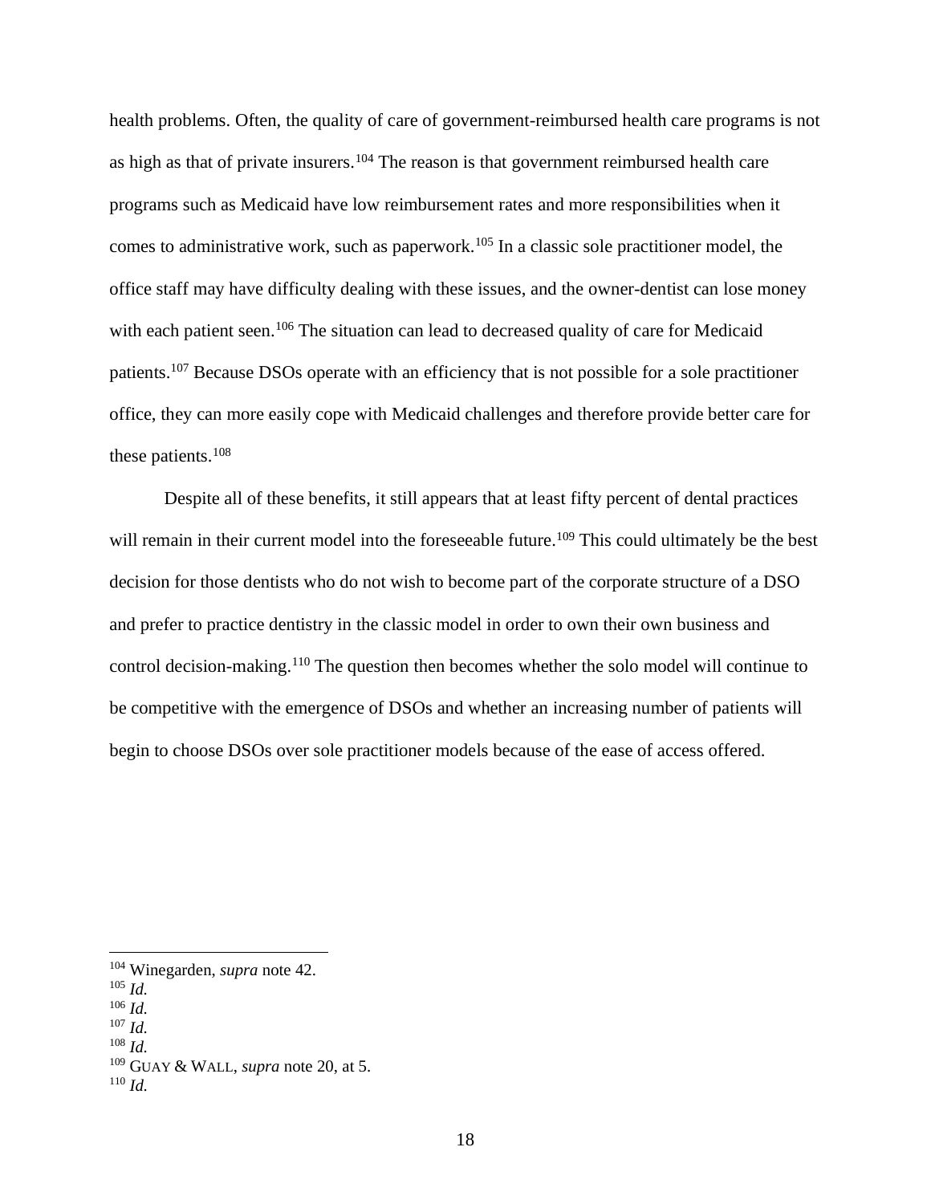health problems. Often, the quality of care of government-reimbursed health care programs is not as high as that of private insurers.[104] The reason is that government reimbursed health care programs such as Medicaid have low reimbursement rates and more responsibilities when it comes to administrative work, such as paperwork.[105] In a classic sole practitioner model, the office staff may have difficulty dealing with these issues, and the owner-dentist can lose money with each patient seen.[106] The situation can lead to decreased quality of care for Medicaid patients.[107] Because DSOs operate with an efficiency that is not possible for a sole practitioner office, they can more easily cope with Medicaid challenges and therefore provide better care for these patients.[108]

Despite all of these benefits, it still appears that at least fifty percent of dental practices will remain in their current model into the foreseeable future.[109] This could ultimately be the best decision for those dentists who do not wish to become part of the corporate structure of a DSO and prefer to practice dentistry in the classic model in order to own their own business and control decision-making.[110] The question then becomes whether the solo model will continue to be competitive with the emergence of DSOs and whether an increasing number of patients will begin to choose DSOs over sole practitioner models because of the ease of access offered.

---

[104] Winegarden, *supra* note 42.
[105] *Id.*
[106] *Id.*
[107] *Id.*
[108] *Id.*
[109] GUAY & WALL, *supra* note 20, at 5.
[110] *Id.*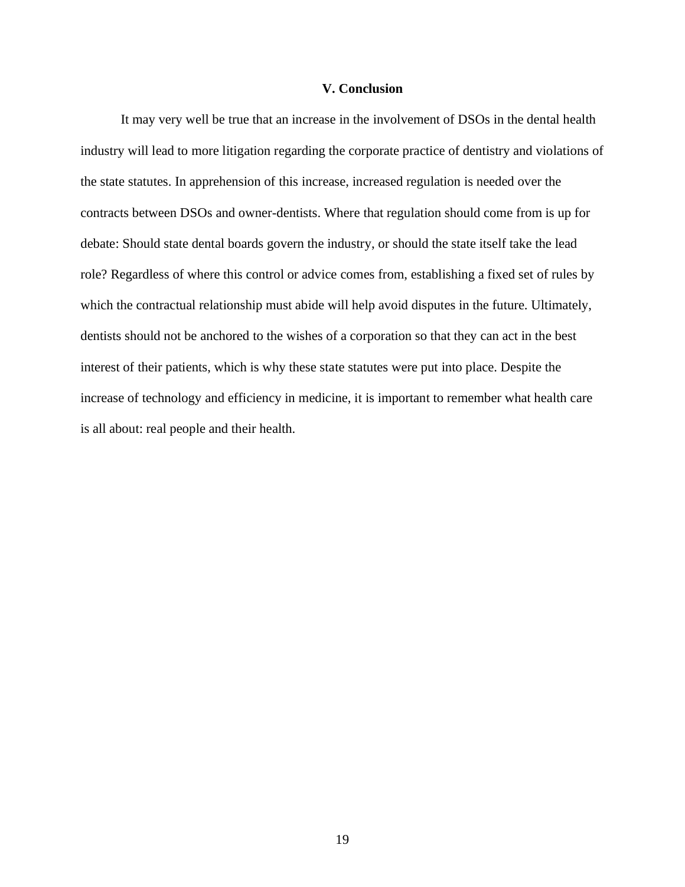## V. Conclusion

It may very well be true that an increase in the involvement of DSOs in the dental health industry will lead to more litigation regarding the corporate practice of dentistry and violations of the state statutes. In apprehension of this increase, increased regulation is needed over the contracts between DSOs and owner-dentists. Where that regulation should come from is up for debate: Should state dental boards govern the industry, or should the state itself take the lead role? Regardless of where this control or advice comes from, establishing a fixed set of rules by which the contractual relationship must abide will help avoid disputes in the future. Ultimately, dentists should not be anchored to the wishes of a corporation so that they can act in the best interest of their patients, which is why these state statutes were put into place. Despite the increase of technology and efficiency in medicine, it is important to remember what health care is all about: real people and their health.